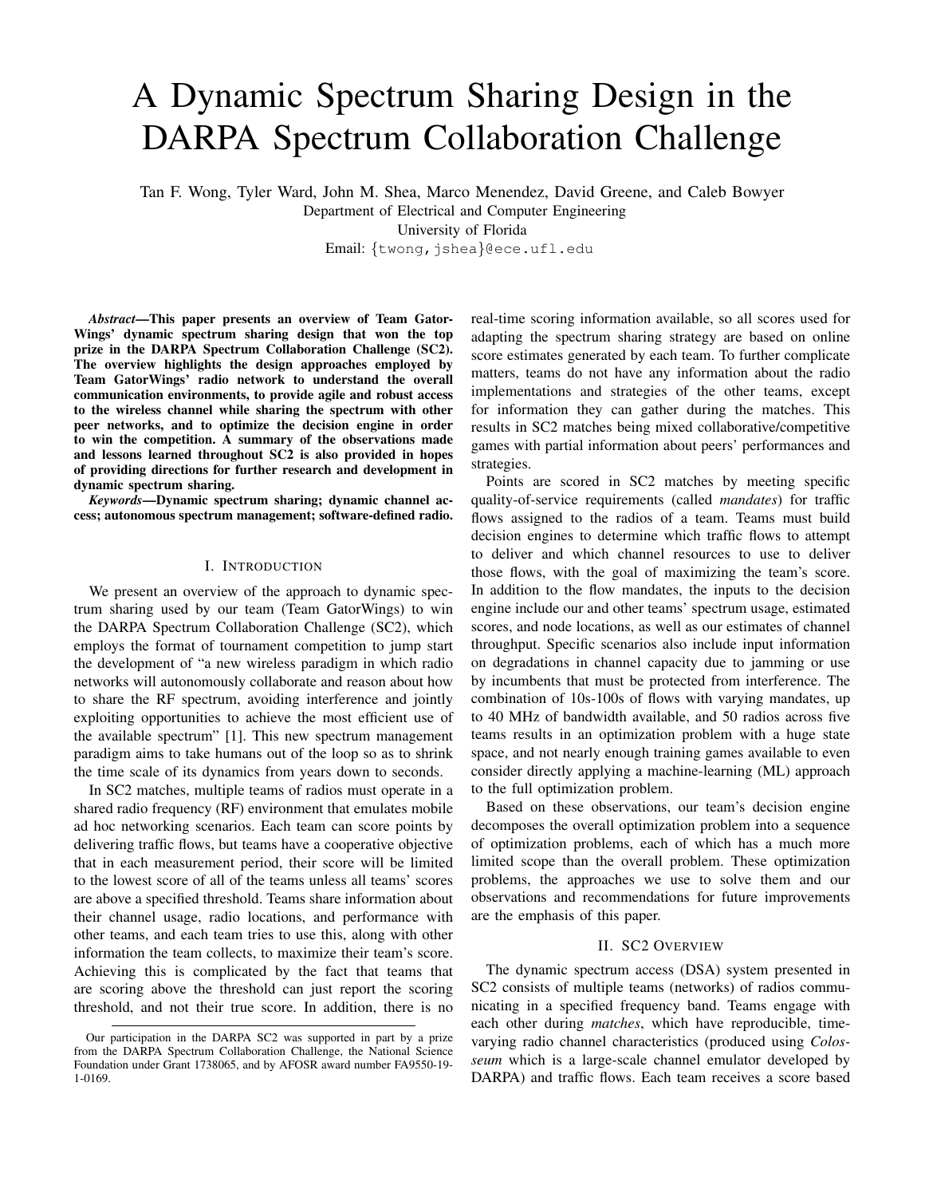# A Dynamic Spectrum Sharing Design in the DARPA Spectrum Collaboration Challenge

Tan F. Wong, Tyler Ward, John M. Shea, Marco Menendez, David Greene, and Caleb Bowyer

Department of Electrical and Computer Engineering

University of Florida

Email: {twong,jshea}@ece.ufl.edu

***Abstract*—This paper presents an overview of Team GatorWings' dynamic spectrum sharing design that won the top prize in the DARPA Spectrum Collaboration Challenge (SC2). The overview highlights the design approaches employed by Team GatorWings' radio network to understand the overall communication environments, to provide agile and robust access to the wireless channel while sharing the spectrum with other peer networks, and to optimize the decision engine in order to win the competition. A summary of the observations made and lessons learned throughout SC2 is also provided in hopes of providing directions for further research and development in dynamic spectrum sharing.**

***Keywords*—Dynamic spectrum sharing; dynamic channel access; autonomous spectrum management; software-defined radio.**

## I. Introduction

We present an overview of the approach to dynamic spectrum sharing used by our team (Team GatorWings) to win the DARPA Spectrum Collaboration Challenge (SC2), which employs the format of tournament competition to jump start the development of "a new wireless paradigm in which radio networks will autonomously collaborate and reason about how to share the RF spectrum, avoiding interference and jointly exploiting opportunities to achieve the most efficient use of the available spectrum" [1]. This new spectrum management paradigm aims to take humans out of the loop so as to shrink the time scale of its dynamics from years down to seconds.

In SC2 matches, multiple teams of radios must operate in a shared radio frequency (RF) environment that emulates mobile ad hoc networking scenarios. Each team can score points by delivering traffic flows, but teams have a cooperative objective that in each measurement period, their score will be limited to the lowest score of all of the teams unless all teams' scores are above a specified threshold. Teams share information about their channel usage, radio locations, and performance with other teams, and each team tries to use this, along with other information the team collects, to maximize their team's score. Achieving this is complicated by the fact that teams that are scoring above the threshold can just report the scoring threshold, and not their true score. In addition, there is no real-time scoring information available, so all scores used for adapting the spectrum sharing strategy are based on online score estimates generated by each team. To further complicate matters, teams do not have any information about the radio implementations and strategies of the other teams, except for information they can gather during the matches. This results in SC2 matches being mixed collaborative/competitive games with partial information about peers' performances and strategies.

Points are scored in SC2 matches by meeting specific quality-of-service requirements (called *mandates*) for traffic flows assigned to the radios of a team. Teams must build decision engines to determine which traffic flows to attempt to deliver and which channel resources to use to deliver those flows, with the goal of maximizing the team's score. In addition to the flow mandates, the inputs to the decision engine include our and other teams' spectrum usage, estimated scores, and node locations, as well as our estimates of channel throughput. Specific scenarios also include input information on degradations in channel capacity due to jamming or use by incumbents that must be protected from interference. The combination of 10s-100s of flows with varying mandates, up to 40 MHz of bandwidth available, and 50 radios across five teams results in an optimization problem with a huge state space, and not nearly enough training games available to even consider directly applying a machine-learning (ML) approach to the full optimization problem.

Based on these observations, our team's decision engine decomposes the overall optimization problem into a sequence of optimization problems, each of which has a much more limited scope than the overall problem. These optimization problems, the approaches we use to solve them and our observations and recommendations for future improvements are the emphasis of this paper.

## II. SC2 Overview

The dynamic spectrum access (DSA) system presented in SC2 consists of multiple teams (networks) of radios communicating in a specified frequency band. Teams engage with each other during *matches*, which have reproducible, time-varying radio channel characteristics (produced using *Colosseum* which is a large-scale channel emulator developed by DARPA) and traffic flows. Each team receives a score based

Our participation in the DARPA SC2 was supported in part by a prize from the DARPA Spectrum Collaboration Challenge, the National Science Foundation under Grant 1738065, and by AFOSR award number FA9550-19-1-0169.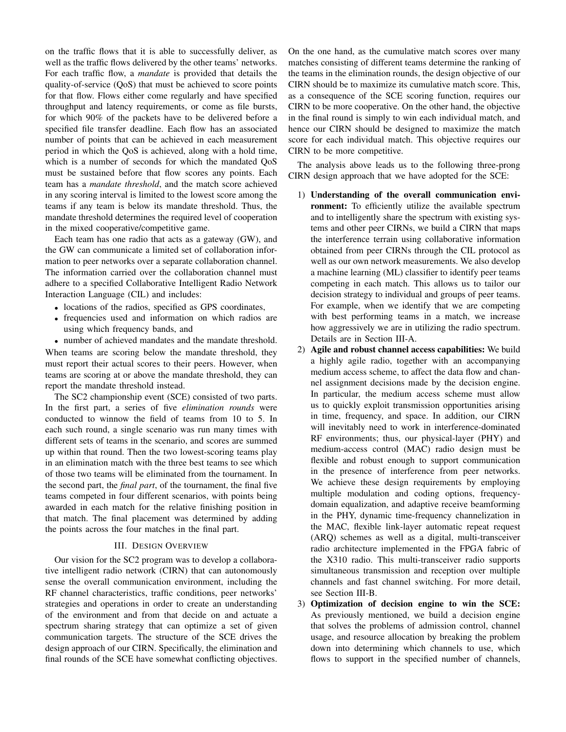on the traffic flows that it is able to successfully deliver, as well as the traffic flows delivered by the other teams' networks. For each traffic flow, a *mandate* is provided that details the quality-of-service (QoS) that must be achieved to score points for that flow. Flows either come regularly and have specified throughput and latency requirements, or come as file bursts, for which 90% of the packets have to be delivered before a specified file transfer deadline. Each flow has an associated number of points that can be achieved in each measurement period in which the QoS is achieved, along with a hold time, which is a number of seconds for which the mandated QoS must be sustained before that flow scores any points. Each team has a *mandate threshold*, and the match score achieved in any scoring interval is limited to the lowest score among the teams if any team is below its mandate threshold. Thus, the mandate threshold determines the required level of cooperation in the mixed cooperative/competitive game.

Each team has one radio that acts as a gateway (GW), and the GW can communicate a limited set of collaboration information to peer networks over a separate collaboration channel. The information carried over the collaboration channel must adhere to a specified Collaborative Intelligent Radio Network Interaction Language (CIL) and includes:

- locations of the radios, specified as GPS coordinates,
- frequencies used and information on which radios are using which frequency bands, and
- number of achieved mandates and the mandate threshold.

When teams are scoring below the mandate threshold, they must report their actual scores to their peers. However, when teams are scoring at or above the mandate threshold, they can report the mandate threshold instead.

The SC2 championship event (SCE) consisted of two parts. In the first part, a series of five *elimination rounds* were conducted to winnow the field of teams from 10 to 5. In each such round, a single scenario was run many times with different sets of teams in the scenario, and scores are summed up within that round. Then the two lowest-scoring teams play in an elimination match with the three best teams to see which of those two teams will be eliminated from the tournament. In the second part, the *final part*, of the tournament, the final five teams competed in four different scenarios, with points being awarded in each match for the relative finishing position in that match. The final placement was determined by adding the points across the four matches in the final part.

## III. Design Overview

Our vision for the SC2 program was to develop a collaborative intelligent radio network (CIRN) that can autonomously sense the overall communication environment, including the RF channel characteristics, traffic conditions, peer networks' strategies and operations in order to create an understanding of the environment and from that decide on and actuate a spectrum sharing strategy that can optimize a set of given communication targets. The structure of the SCE drives the design approach of our CIRN. Specifically, the elimination and final rounds of the SCE have somewhat conflicting objectives. On the one hand, as the cumulative match scores over many matches consisting of different teams determine the ranking of the teams in the elimination rounds, the design objective of our CIRN should be to maximize its cumulative match score. This, as a consequence of the SCE scoring function, requires our CIRN to be more cooperative. On the other hand, the objective in the final round is simply to win each individual match, and hence our CIRN should be designed to maximize the match score for each individual match. This objective requires our CIRN to be more competitive.

The analysis above leads us to the following three-prong CIRN design approach that we have adopted for the SCE:

1) **Understanding of the overall communication environment:** To efficiently utilize the available spectrum and to intelligently share the spectrum with existing systems and other peer CIRNs, we build a CIRN that maps the interference terrain using collaborative information obtained from peer CIRNs through the CIL protocol as well as our own network measurements. We also develop a machine learning (ML) classifier to identify peer teams competing in each match. This allows us to tailor our decision strategy to individual and groups of peer teams. For example, when we identify that we are competing with best performing teams in a match, we increase how aggressively we are in utilizing the radio spectrum. Details are in Section III-A.
2) **Agile and robust channel access capabilities:** We build a highly agile radio, together with an accompanying medium access scheme, to affect the data flow and channel assignment decisions made by the decision engine. In particular, the medium access scheme must allow us to quickly exploit transmission opportunities arising in time, frequency, and space. In addition, our CIRN will inevitably need to work in interference-dominated RF environments; thus, our physical-layer (PHY) and medium-access control (MAC) radio design must be flexible and robust enough to support communication in the presence of interference from peer networks. We achieve these design requirements by employing multiple modulation and coding options, frequency-domain equalization, and adaptive receive beamforming in the PHY, dynamic time-frequency channelization in the MAC, flexible link-layer automatic repeat request (ARQ) schemes as well as a digital, multi-transceiver radio architecture implemented in the FPGA fabric of the X310 radio. This multi-transceiver radio supports simultaneous transmission and reception over multiple channels and fast channel switching. For more detail, see Section III-B.
3) **Optimization of decision engine to win the SCE:** As previously mentioned, we build a decision engine that solves the problems of admission control, channel usage, and resource allocation by breaking the problem down into determining which channels to use, which flows to support in the specified number of channels,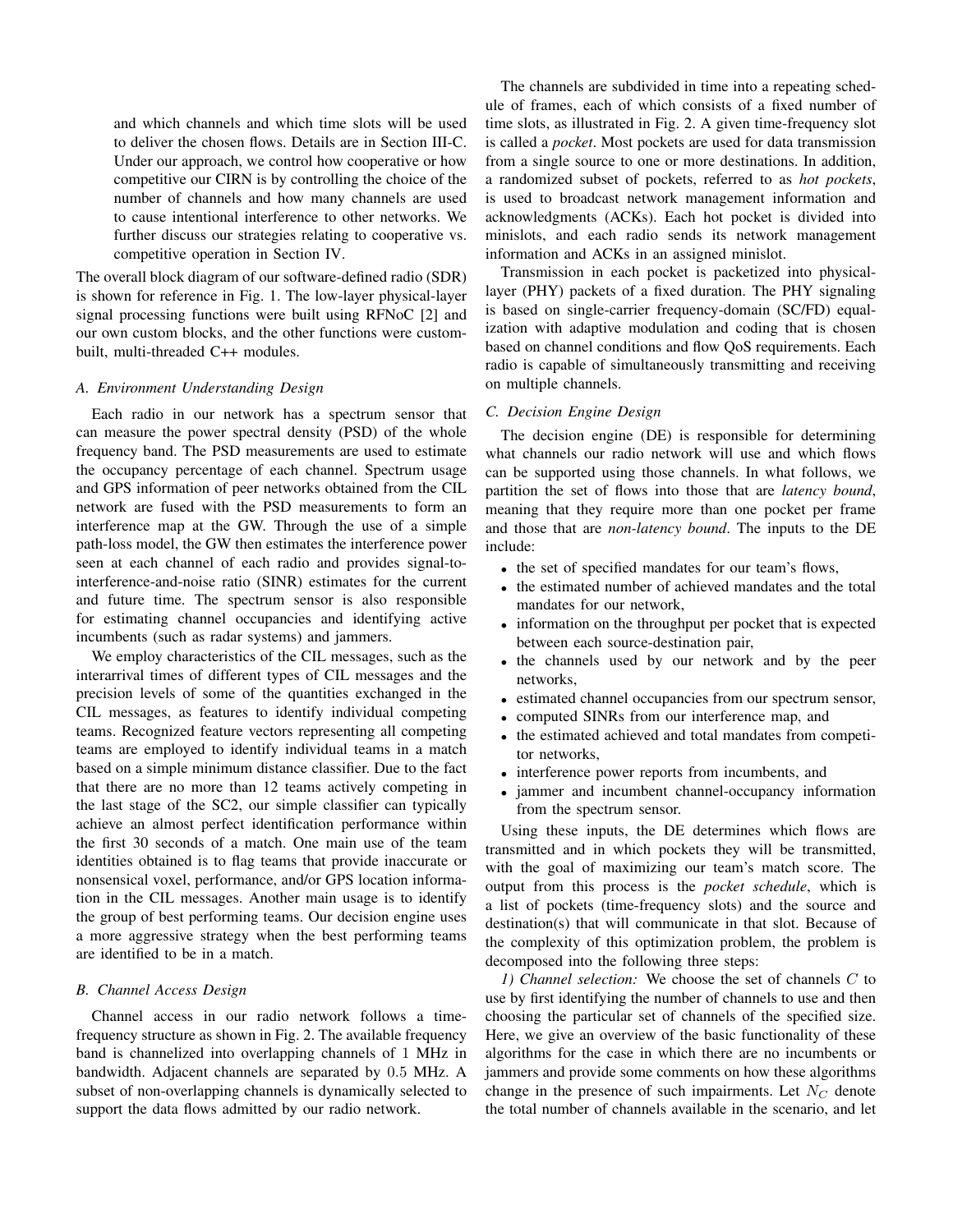and which channels and which time slots will be used to deliver the chosen flows. Details are in Section III-C. Under our approach, we control how cooperative or how competitive our CIRN is by controlling the choice of the number of channels and how many channels are used to cause intentional interference to other networks. We further discuss our strategies relating to cooperative vs. competitive operation in Section IV.

The overall block diagram of our software-defined radio (SDR) is shown for reference in Fig. 1. The low-layer physical-layer signal processing functions were built using RFNoC [2] and our own custom blocks, and the other functions were custom-built, multi-threaded C++ modules.

### A. Environment Understanding Design

Each radio in our network has a spectrum sensor that can measure the power spectral density (PSD) of the whole frequency band. The PSD measurements are used to estimate the occupancy percentage of each channel. Spectrum usage and GPS information of peer networks obtained from the CIL network are fused with the PSD measurements to form an interference map at the GW. Through the use of a simple path-loss model, the GW then estimates the interference power seen at each channel of each radio and provides signal-to-interference-and-noise ratio (SINR) estimates for the current and future time. The spectrum sensor is also responsible for estimating channel occupancies and identifying active incumbents (such as radar systems) and jammers.

We employ characteristics of the CIL messages, such as the interarrival times of different types of CIL messages and the precision levels of some of the quantities exchanged in the CIL messages, as features to identify individual competing teams. Recognized feature vectors representing all competing teams are employed to identify individual teams in a match based on a simple minimum distance classifier. Due to the fact that there are no more than 12 teams actively competing in the last stage of the SC2, our simple classifier can typically achieve an almost perfect identification performance within the first 30 seconds of a match. One main use of the team identities obtained is to flag teams that provide inaccurate or nonsensical voxel, performance, and/or GPS location information in the CIL messages. Another main usage is to identify the group of best performing teams. Our decision engine uses a more aggressive strategy when the best performing teams are identified to be in a match.

### B. Channel Access Design

Channel access in our radio network follows a time-frequency structure as shown in Fig. 2. The available frequency band is channelized into overlapping channels of $1$ MHz in bandwidth. Adjacent channels are separated by $0.5$ MHz. A subset of non-overlapping channels is dynamically selected to support the data flows admitted by our radio network.

The channels are subdivided in time into a repeating schedule of frames, each of which consists of a fixed number of time slots, as illustrated in Fig. 2. A given time-frequency slot is called a *pocket*. Most pockets are used for data transmission from a single source to one or more destinations. In addition, a randomized subset of pockets, referred to as *hot pockets*, is used to broadcast network management information and acknowledgments (ACKs). Each hot pocket is divided into minislots, and each radio sends its network management information and ACKs in an assigned minislot.

Transmission in each pocket is packetized into physical-layer (PHY) packets of a fixed duration. The PHY signaling is based on single-carrier frequency-domain (SC/FD) equalization with adaptive modulation and coding that is chosen based on channel conditions and flow QoS requirements. Each radio is capable of simultaneously transmitting and receiving on multiple channels.

### C. Decision Engine Design

The decision engine (DE) is responsible for determining what channels our radio network will use and which flows can be supported using those channels. In what follows, we partition the set of flows into those that are *latency bound*, meaning that they require more than one pocket per frame and those that are *non-latency bound*. The inputs to the DE include:

- the set of specified mandates for our team's flows,
- the estimated number of achieved mandates and the total mandates for our network,
- information on the throughput per pocket that is expected between each source-destination pair,
- the channels used by our network and by the peer networks,
- estimated channel occupancies from our spectrum sensor,
- computed SINRs from our interference map, and
- the estimated achieved and total mandates from competitor networks,
- interference power reports from incumbents, and
- jammer and incumbent channel-occupancy information from the spectrum sensor.

Using these inputs, the DE determines which flows are transmitted and in which pockets they will be transmitted, with the goal of maximizing our team's match score. The output from this process is the *pocket schedule*, which is a list of pockets (time-frequency slots) and the source and destination(s) that will communicate in that slot. Because of the complexity of this optimization problem, the problem is decomposed into the following three steps:

*1) Channel selection:* We choose the set of channels $C$ to use by first identifying the number of channels to use and then choosing the particular set of channels of the specified size. Here, we give an overview of the basic functionality of these algorithms for the case in which there are no incumbents or jammers and provide some comments on how these algorithms change in the presence of such impairments. Let $N_C$ denote the total number of channels available in the scenario, and let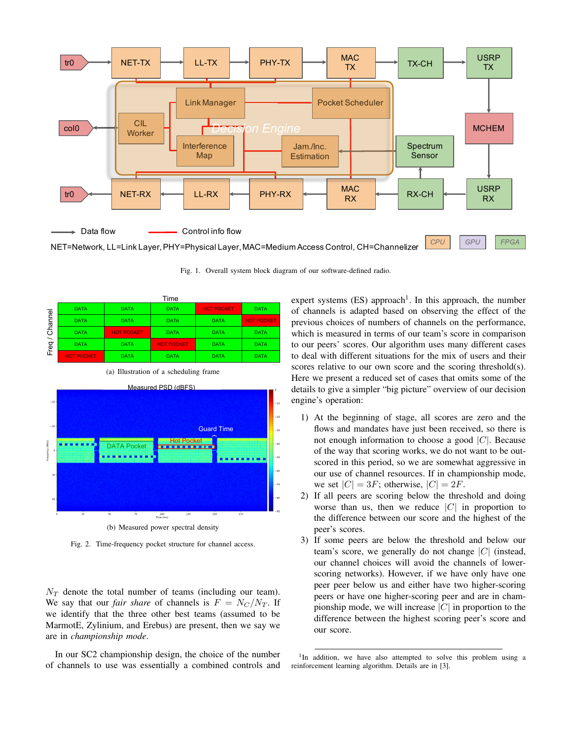Fig. 1. Overall system block diagram of our software-defined radio.

(a) Illustration of a scheduling frame

(b) Measured power spectral density

Fig. 2. Time-frequency pocket structure for channel access.

$N_T$ denote the total number of teams (including our team). We say that our *fair share* of channels is $F = N_C/N_T$. If we identify that the three other best teams (assumed to be MarmotE, Zylinium, and Erebus) are present, then we say we are in *championship mode*.

In our SC2 championship design, the choice of the number of channels to use was essentially a combined controls and expert systems (ES) approach[1]. In this approach, the number of channels is adapted based on observing the effect of the previous choices of numbers of channels on the performance, which is measured in terms of our team's score in comparison to our peers' scores. Our algorithm uses many different cases to deal with different situations for the mix of users and their scores relative to our own score and the scoring threshold(s). Here we present a reduced set of cases that omits some of the details to give a simpler "big picture" overview of our decision engine's operation:

1) At the beginning of stage, all scores are zero and the flows and mandates have just been received, so there is not enough information to choose a good $|C|$. Because of the way that scoring works, we do not want to be outscored in this period, so we are somewhat aggressive in our use of channel resources. If in championship mode, we set $|C| = 3F$; otherwise, $|C| = 2F$.
2) If all peers are scoring below the threshold and doing worse than us, then we reduce $|C|$ in proportion to the difference between our score and the highest of the peer's scores.
3) If some peers are below the threshold and below our team's score, we generally do not change $|C|$ (instead, our channel choices will avoid the channels of lower-scoring networks). However, if we have only have one peer peer below us and either have two higher-scoring peers or have one higher-scoring peer and are in championship mode, we will increase $|C|$ in proportion to the difference between the highest scoring peer's score and our score.

[1] In addition, we have also attempted to solve this problem using a reinforcement learning algorithm. Details are in [3].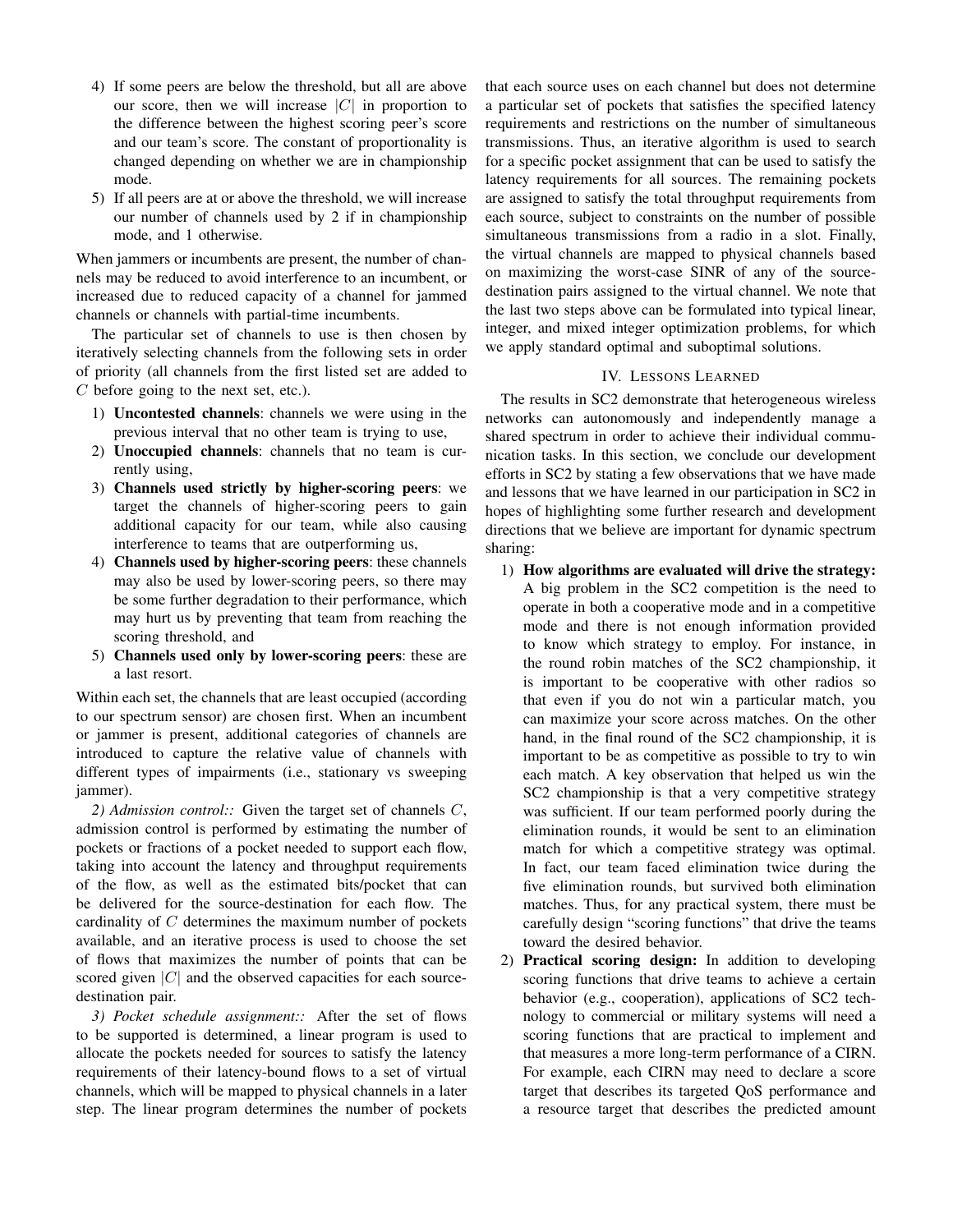4) If some peers are below the threshold, but all are above our score, then we will increase $|C|$ in proportion to the difference between the highest scoring peer's score and our team's score. The constant of proportionality is changed depending on whether we are in championship mode.
5) If all peers are at or above the threshold, we will increase our number of channels used by 2 if in championship mode, and 1 otherwise.

When jammers or incumbents are present, the number of channels may be reduced to avoid interference to an incumbent, or increased due to reduced capacity of a channel for jammed channels or channels with partial-time incumbents.

The particular set of channels to use is then chosen by iteratively selecting channels from the following sets in order of priority (all channels from the first listed set are added to $C$ before going to the next set, etc.).

1) **Uncontested channels**: channels we were using in the previous interval that no other team is trying to use,
2) **Unoccupied channels**: channels that no team is currently using,
3) **Channels used strictly by higher-scoring peers**: we target the channels of higher-scoring peers to gain additional capacity for our team, while also causing interference to teams that are outperforming us,
4) **Channels used by higher-scoring peers**: these channels may also be used by lower-scoring peers, so there may be some further degradation to their performance, which may hurt us by preventing that team from reaching the scoring threshold, and
5) **Channels used only by lower-scoring peers**: these are a last resort.

Within each set, the channels that are least occupied (according to our spectrum sensor) are chosen first. When an incumbent or jammer is present, additional categories of channels are introduced to capture the relative value of channels with different types of impairments (i.e., stationary vs sweeping jammer).

*2) Admission control::* Given the target set of channels $C$, admission control is performed by estimating the number of pockets or fractions of a pocket needed to support each flow, taking into account the latency and throughput requirements of the flow, as well as the estimated bits/pocket that can be delivered for the source-destination for each flow. The cardinality of $C$ determines the maximum number of pockets available, and an iterative process is used to choose the set of flows that maximizes the number of points that can be scored given $|C|$ and the observed capacities for each source-destination pair.

*3) Pocket schedule assignment::* After the set of flows to be supported is determined, a linear program is used to allocate the pockets needed for sources to satisfy the latency requirements of their latency-bound flows to a set of virtual channels, which will be mapped to physical channels in a later step. The linear program determines the number of pockets that each source uses on each channel but does not determine a particular set of pockets that satisfies the specified latency requirements and restrictions on the number of simultaneous transmissions. Thus, an iterative algorithm is used to search for a specific pocket assignment that can be used to satisfy the latency requirements for all sources. The remaining pockets are assigned to satisfy the total throughput requirements from each source, subject to constraints on the number of possible simultaneous transmissions from a radio in a slot. Finally, the virtual channels are mapped to physical channels based on maximizing the worst-case SINR of any of the source-destination pairs assigned to the virtual channel. We note that the last two steps above can be formulated into typical linear, integer, and mixed integer optimization problems, for which we apply standard optimal and suboptimal solutions.

## IV. Lessons Learned

The results in SC2 demonstrate that heterogeneous wireless networks can autonomously and independently manage a shared spectrum in order to achieve their individual communication tasks. In this section, we conclude our development efforts in SC2 by stating a few observations that we have made and lessons that we have learned in our participation in SC2 in hopes of highlighting some further research and development directions that we believe are important for dynamic spectrum sharing:

1) **How algorithms are evaluated will drive the strategy:** A big problem in the SC2 competition is the need to operate in both a cooperative mode and in a competitive mode and there is not enough information provided to know which strategy to employ. For instance, in the round robin matches of the SC2 championship, it is important to be cooperative with other radios so that even if you do not win a particular match, you can maximize your score across matches. On the other hand, in the final round of the SC2 championship, it is important to be as competitive as possible to try to win each match. A key observation that helped us win the SC2 championship is that a very competitive strategy was sufficient. If our team performed poorly during the elimination rounds, it would be sent to an elimination match for which a competitive strategy was optimal. In fact, our team faced elimination twice during the five elimination rounds, but survived both elimination matches. Thus, for any practical system, there must be carefully design "scoring functions" that drive the teams toward the desired behavior.
2) **Practical scoring design:** In addition to developing scoring functions that drive teams to achieve a certain behavior (e.g., cooperation), applications of SC2 technology to commercial or military systems will need a scoring functions that are practical to implement and that measures a more long-term performance of a CIRN. For example, each CIRN may need to declare a score target that describes its targeted QoS performance and a resource target that describes the predicted amount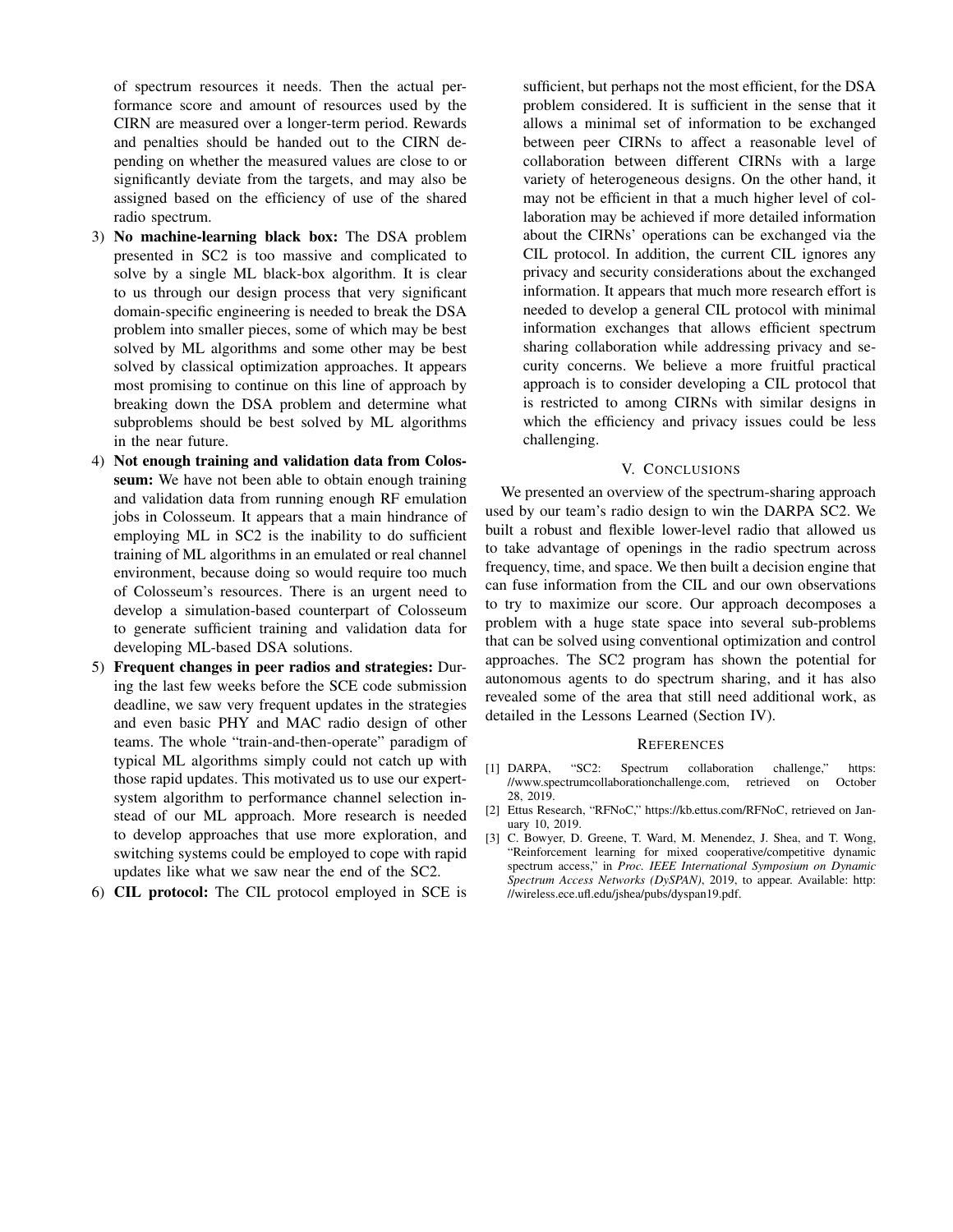of spectrum resources it needs. Then the actual performance score and amount of resources used by the CIRN are measured over a longer-term period. Rewards and penalties should be handed out to the CIRN depending on whether the measured values are close to or significantly deviate from the targets, and may also be assigned based on the efficiency of use of the shared radio spectrum.

3) **No machine-learning black box:** The DSA problem presented in SC2 is too massive and complicated to solve by a single ML black-box algorithm. It is clear to us through our design process that very significant domain-specific engineering is needed to break the DSA problem into smaller pieces, some of which may be best solved by ML algorithms and some other may be best solved by classical optimization approaches. It appears most promising to continue on this line of approach by breaking down the DSA problem and determine what subproblems should be best solved by ML algorithms in the near future.
4) **Not enough training and validation data from Colosseum:** We have not been able to obtain enough training and validation data from running enough RF emulation jobs in Colosseum. It appears that a main hindrance of employing ML in SC2 is the inability to do sufficient training of ML algorithms in an emulated or real channel environment, because doing so would require too much of Colosseum's resources. There is an urgent need to develop a simulation-based counterpart of Colosseum to generate sufficient training and validation data for developing ML-based DSA solutions.
5) **Frequent changes in peer radios and strategies:** During the last few weeks before the SCE code submission deadline, we saw very frequent updates in the strategies and even basic PHY and MAC radio design of other teams. The whole "train-and-then-operate" paradigm of typical ML algorithms simply could not catch up with those rapid updates. This motivated us to use our expert-system algorithm to performance channel selection instead of our ML approach. More research is needed to develop approaches that use more exploration, and switching systems could be employed to cope with rapid updates like what we saw near the end of the SC2.
6) **CIL protocol:** The CIL protocol employed in SCE is sufficient, but perhaps not the most efficient, for the DSA problem considered. It is sufficient in the sense that it allows a minimal set of information to be exchanged between peer CIRNs to affect a reasonable level of collaboration between different CIRNs with a large variety of heterogeneous designs. On the other hand, it may not be efficient in that a much higher level of collaboration may be achieved if more detailed information about the CIRNs' operations can be exchanged via the CIL protocol. In addition, the current CIL ignores any privacy and security considerations about the exchanged information. It appears that much more research effort is needed to develop a general CIL protocol with minimal information exchanges that allows efficient spectrum sharing collaboration while addressing privacy and security concerns. We believe a more fruitful practical approach is to consider developing a CIL protocol that is restricted to among CIRNs with similar designs in which the efficiency and privacy issues could be less challenging.

## V. Conclusions

We presented an overview of the spectrum-sharing approach used by our team's radio design to win the DARPA SC2. We built a robust and flexible lower-level radio that allowed us to take advantage of openings in the radio spectrum across frequency, time, and space. We then built a decision engine that can fuse information from the CIL and our own observations to try to maximize our score. Our approach decomposes a problem with a huge state space into several sub-problems that can be solved using conventional optimization and control approaches. The SC2 program has shown the potential for autonomous agents to do spectrum sharing, and it has also revealed some of the area that still need additional work, as detailed in the Lessons Learned (Section IV).

## References

[1] DARPA, "SC2: Spectrum collaboration challenge," https://www.spectrumcollaborationchallenge.com, retrieved on October 28, 2019.

[2] Ettus Research, "RFNoC," https://kb.ettus.com/RFNoC, retrieved on January 10, 2019.

[3] C. Bowyer, D. Greene, T. Ward, M. Menendez, J. Shea, and T. Wong, "Reinforcement learning for mixed cooperative/competitive dynamic spectrum access," in *Proc. IEEE International Symposium on Dynamic Spectrum Access Networks (DySPAN)*, 2019, to appear. Available: http://wireless.ece.ufl.edu/jshea/pubs/dyspan19.pdf.